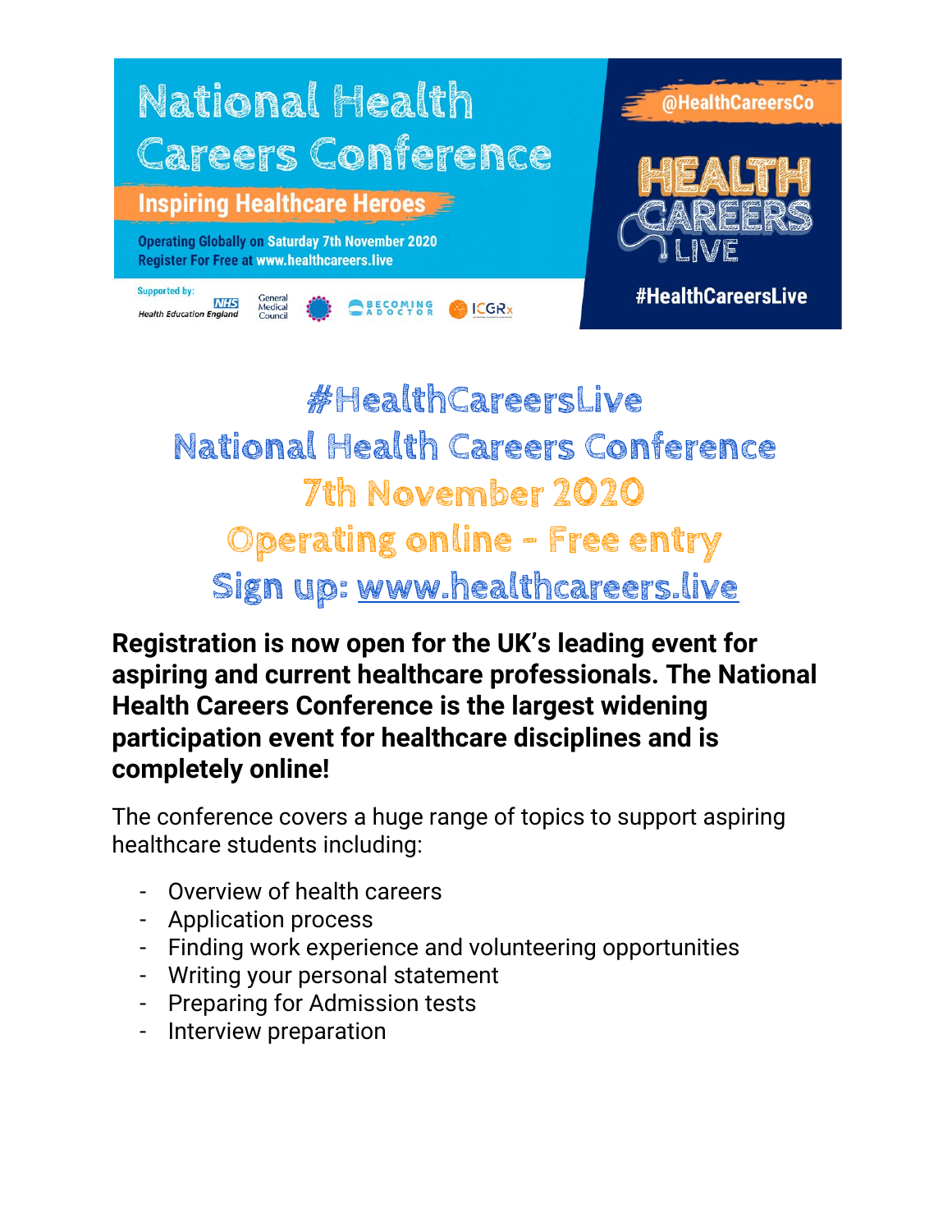# National Health Careers Conference

**Inspiring Healthcare Heroes**

Operating Globally on Saturday 7th November 2020
Register For Free at www.healthcareers.live

Supported by: NHS Health Education England, General Medical Council, Becoming a Doctor, ICGRx

@HealthCareersCo

HEALTH CAREERS LIVE

#HealthCareersLive

## #HealthCareersLive
## National Health Careers Conference
## 7th November 2020
## Operating online - Free entry
## Sign up: www.healthcareers.live

**Registration is now open for the UK's leading event for aspiring and current healthcare professionals. The National Health Careers Conference is the largest widening participation event for healthcare disciplines and is completely online!**

The conference covers a huge range of topics to support aspiring healthcare students including:

- Overview of health careers
- Application process
- Finding work experience and volunteering opportunities
- Writing your personal statement
- Preparing for Admission tests
- Interview preparation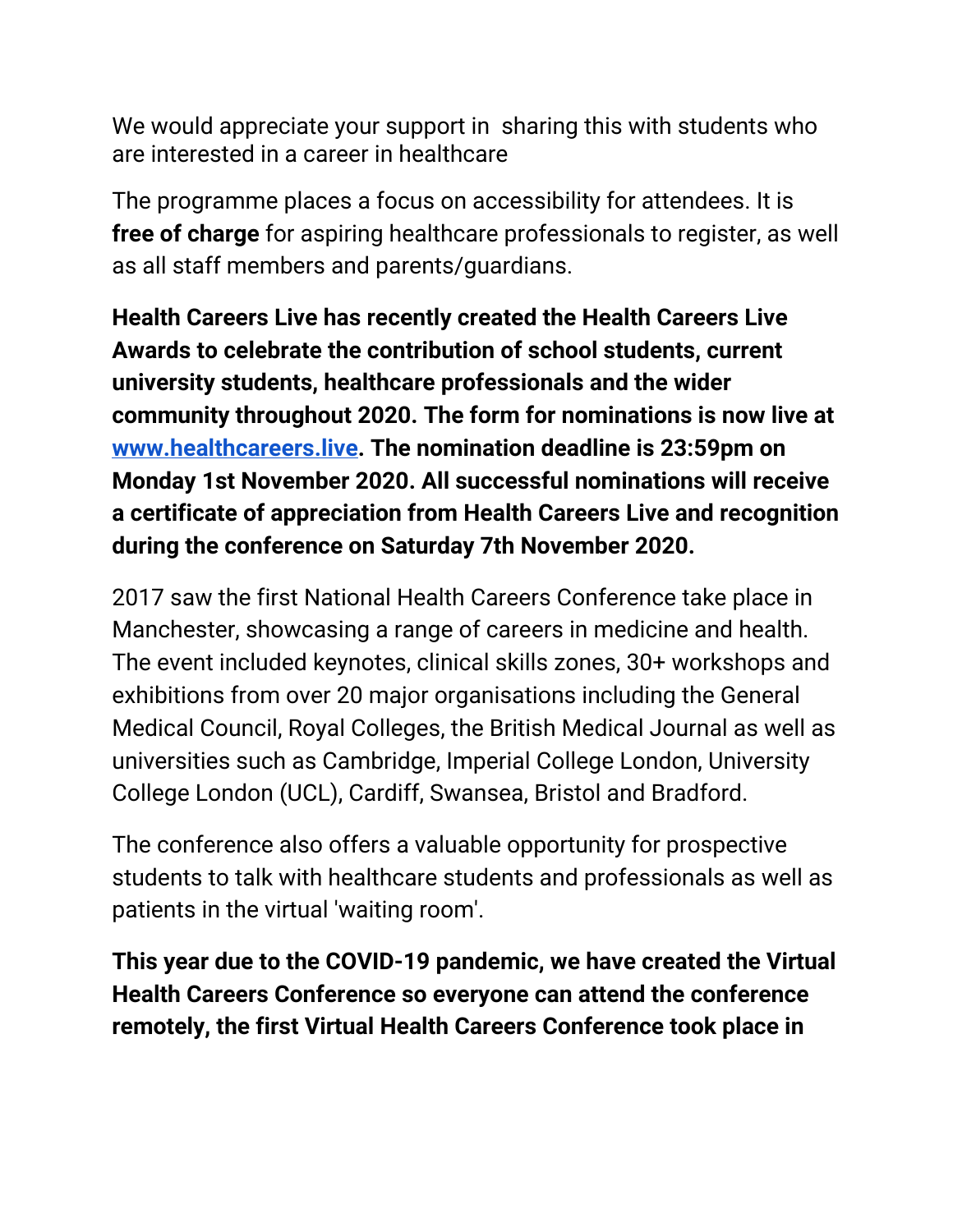We would appreciate your support in  sharing this with students who are interested in a career in healthcare

The programme places a focus on accessibility for attendees. It is **free of charge** for aspiring healthcare professionals to register, as well as all staff members and parents/guardians.

**Health Careers Live has recently created the Health Careers Live Awards to celebrate the contribution of school students, current university students, healthcare professionals and the wider community throughout 2020. The form for nominations is now live at [www.healthcareers.live](www.healthcareers.live). The nomination deadline is 23:59pm on Monday 1st November 2020. All successful nominations will receive a certificate of appreciation from Health Careers Live and recognition during the conference on Saturday 7th November 2020.**

2017 saw the first National Health Careers Conference take place in Manchester, showcasing a range of careers in medicine and health. The event included keynotes, clinical skills zones, 30+ workshops and exhibitions from over 20 major organisations including the General Medical Council, Royal Colleges, the British Medical Journal as well as universities such as Cambridge, Imperial College London, University College London (UCL), Cardiff, Swansea, Bristol and Bradford.

The conference also offers a valuable opportunity for prospective students to talk with healthcare students and professionals as well as patients in the virtual 'waiting room'.

**This year due to the COVID-19 pandemic, we have created the Virtual Health Careers Conference so everyone can attend the conference remotely, the first Virtual Health Careers Conference took place in**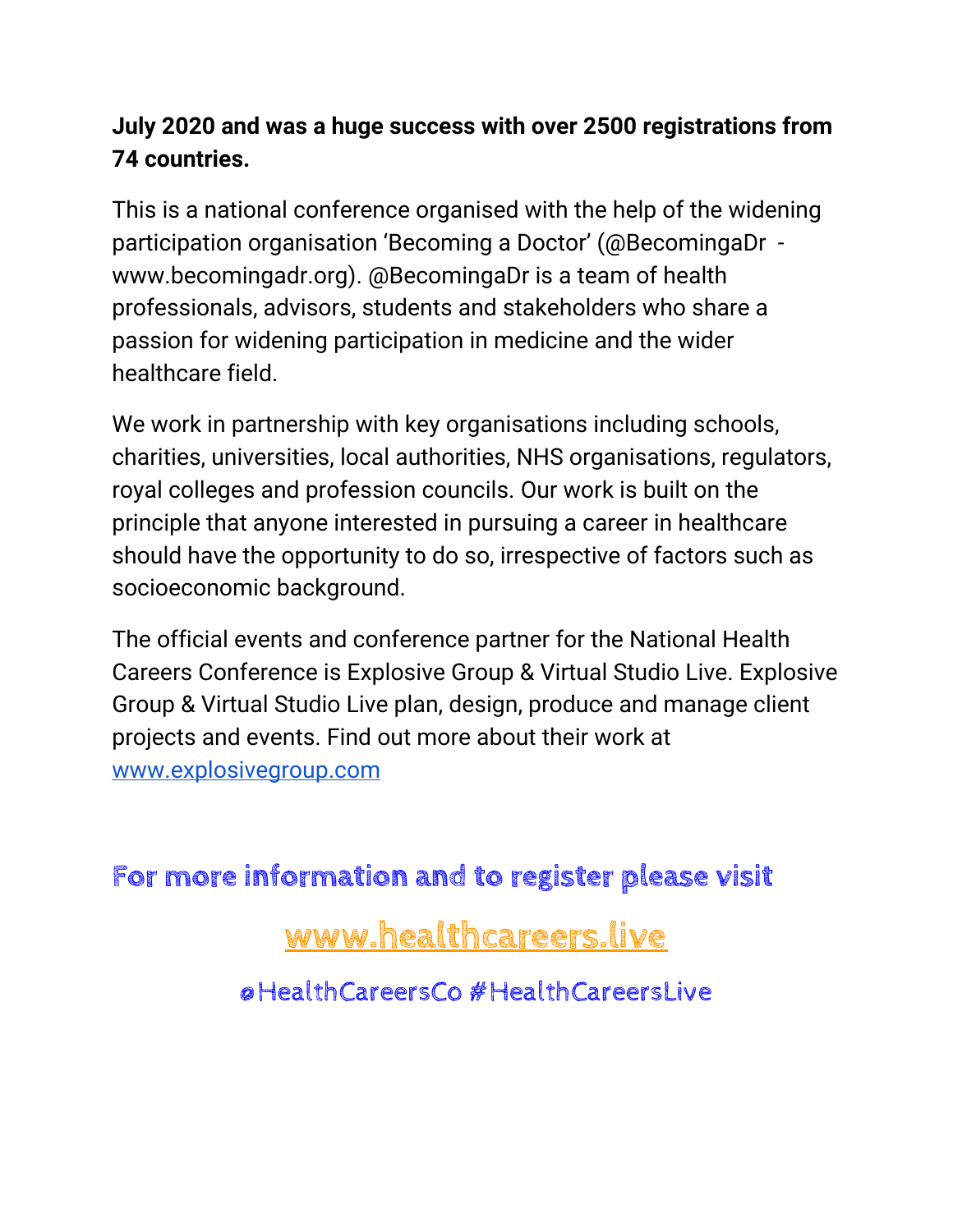**July 2020 and was a huge success with over 2500 registrations from 74 countries.**

This is a national conference organised with the help of the widening participation organisation 'Becoming a Doctor' (@BecomingaDr - www.becomingadr.org). @BecomingaDr is a team of health professionals, advisors, students and stakeholders who share a passion for widening participation in medicine and the wider healthcare field.

We work in partnership with key organisations including schools, charities, universities, local authorities, NHS organisations, regulators, royal colleges and profession councils. Our work is built on the principle that anyone interested in pursuing a career in healthcare should have the opportunity to do so, irrespective of factors such as socioeconomic background.

The official events and conference partner for the National Health Careers Conference is Explosive Group & Virtual Studio Live. Explosive Group & Virtual Studio Live plan, design, produce and manage client projects and events. Find out more about their work at [www.explosivegroup.com](http://www.explosivegroup.com)

## For more information and to register please visit

## [www.healthcareers.live](http://www.healthcareers.live)

@HealthCareersCo #HealthCareersLive